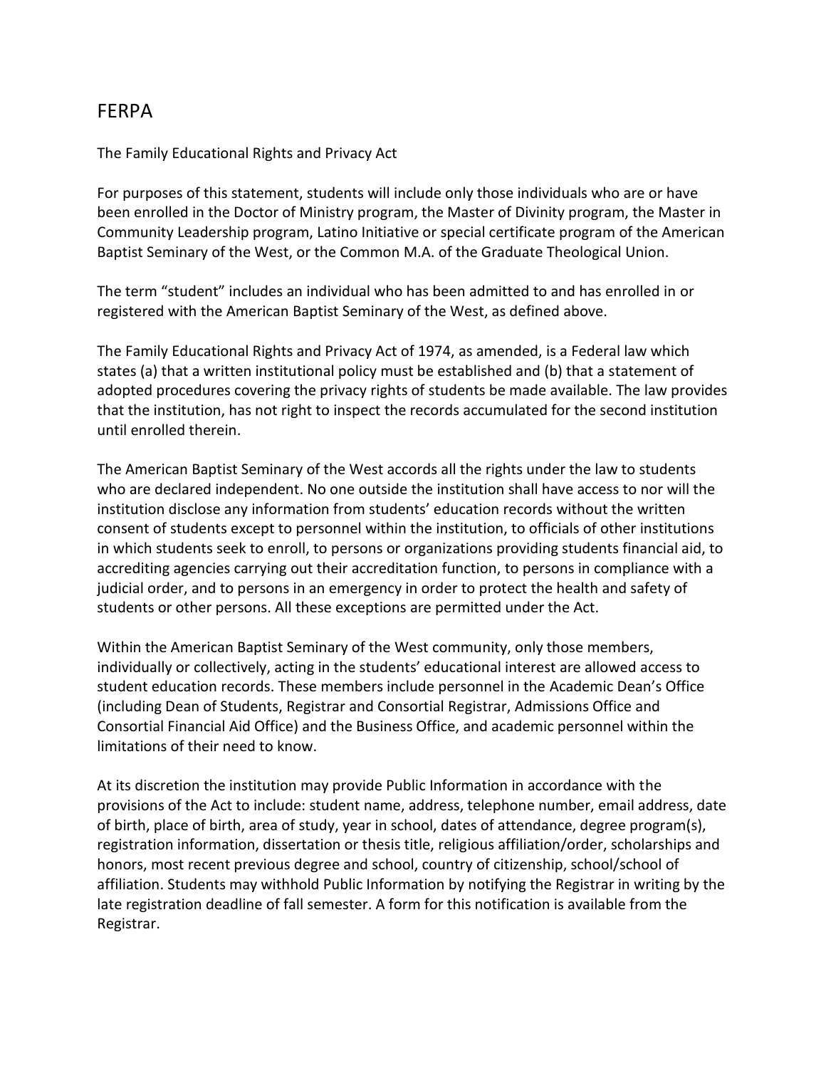# FERPA

The Family Educational Rights and Privacy Act

For purposes of this statement, students will include only those individuals who are or have been enrolled in the Doctor of Ministry program, the Master of Divinity program, the Master in Community Leadership program, Latino Initiative or special certificate program of the American Baptist Seminary of the West, or the Common M.A. of the Graduate Theological Union.

The term "student" includes an individual who has been admitted to and has enrolled in or registered with the American Baptist Seminary of the West, as defined above.

The Family Educational Rights and Privacy Act of 1974, as amended, is a Federal law which states (a) that a written institutional policy must be established and (b) that a statement of adopted procedures covering the privacy rights of students be made available. The law provides that the institution, has not right to inspect the records accumulated for the second institution until enrolled therein.

The American Baptist Seminary of the West accords all the rights under the law to students who are declared independent. No one outside the institution shall have access to nor will the institution disclose any information from students' education records without the written consent of students except to personnel within the institution, to officials of other institutions in which students seek to enroll, to persons or organizations providing students financial aid, to accrediting agencies carrying out their accreditation function, to persons in compliance with a judicial order, and to persons in an emergency in order to protect the health and safety of students or other persons. All these exceptions are permitted under the Act.

Within the American Baptist Seminary of the West community, only those members, individually or collectively, acting in the students' educational interest are allowed access to student education records. These members include personnel in the Academic Dean's Office (including Dean of Students, Registrar and Consortial Registrar, Admissions Office and Consortial Financial Aid Office) and the Business Office, and academic personnel within the limitations of their need to know.

At its discretion the institution may provide Public Information in accordance with the provisions of the Act to include: student name, address, telephone number, email address, date of birth, place of birth, area of study, year in school, dates of attendance, degree program(s), registration information, dissertation or thesis title, religious affiliation/order, scholarships and honors, most recent previous degree and school, country of citizenship, school/school of affiliation. Students may withhold Public Information by notifying the Registrar in writing by the late registration deadline of fall semester. A form for this notification is available from the Registrar.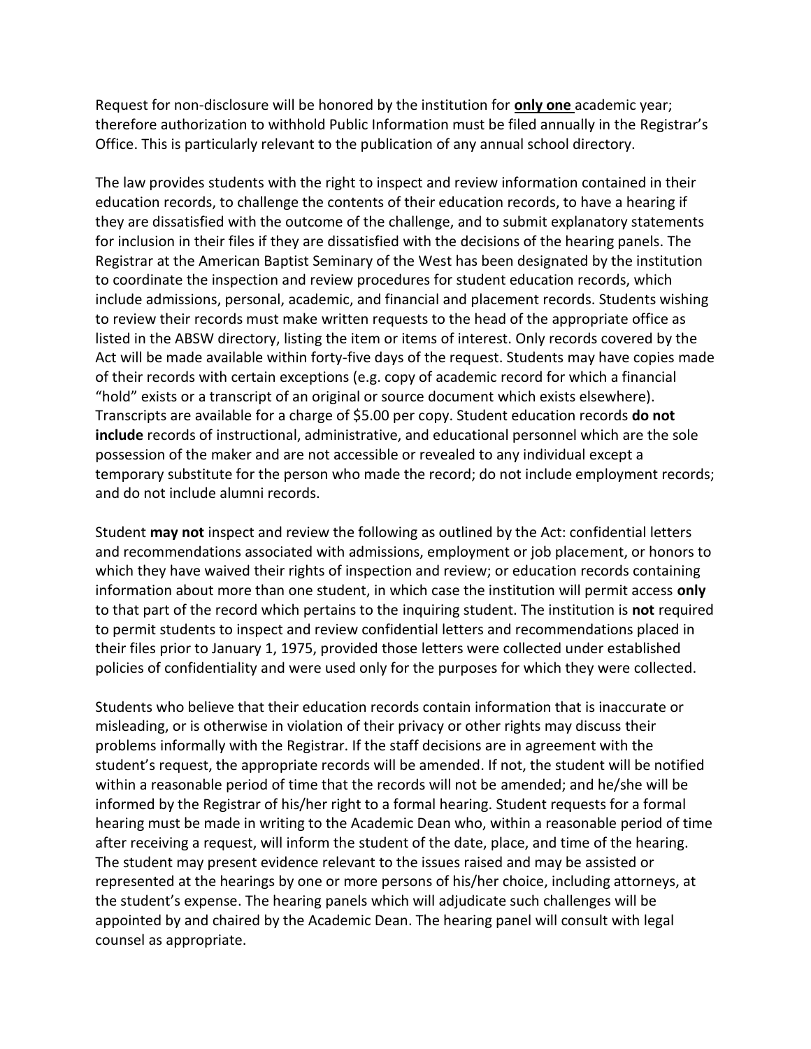Request for non-disclosure will be honored by the institution for **only one** academic year; therefore authorization to withhold Public Information must be filed annually in the Registrar's Office. This is particularly relevant to the publication of any annual school directory.

The law provides students with the right to inspect and review information contained in their education records, to challenge the contents of their education records, to have a hearing if they are dissatisfied with the outcome of the challenge, and to submit explanatory statements for inclusion in their files if they are dissatisfied with the decisions of the hearing panels. The Registrar at the American Baptist Seminary of the West has been designated by the institution to coordinate the inspection and review procedures for student education records, which include admissions, personal, academic, and financial and placement records. Students wishing to review their records must make written requests to the head of the appropriate office as listed in the ABSW directory, listing the item or items of interest. Only records covered by the Act will be made available within forty-five days of the request. Students may have copies made of their records with certain exceptions (e.g. copy of academic record for which a financial "hold" exists or a transcript of an original or source document which exists elsewhere). Transcripts are available for a charge of $5.00 per copy. Student education records **do not include** records of instructional, administrative, and educational personnel which are the sole possession of the maker and are not accessible or revealed to any individual except a temporary substitute for the person who made the record; do not include employment records; and do not include alumni records.

Student **may not** inspect and review the following as outlined by the Act: confidential letters and recommendations associated with admissions, employment or job placement, or honors to which they have waived their rights of inspection and review; or education records containing information about more than one student, in which case the institution will permit access **only** to that part of the record which pertains to the inquiring student. The institution is **not** required to permit students to inspect and review confidential letters and recommendations placed in their files prior to January 1, 1975, provided those letters were collected under established policies of confidentiality and were used only for the purposes for which they were collected.

Students who believe that their education records contain information that is inaccurate or misleading, or is otherwise in violation of their privacy or other rights may discuss their problems informally with the Registrar. If the staff decisions are in agreement with the student's request, the appropriate records will be amended. If not, the student will be notified within a reasonable period of time that the records will not be amended; and he/she will be informed by the Registrar of his/her right to a formal hearing. Student requests for a formal hearing must be made in writing to the Academic Dean who, within a reasonable period of time after receiving a request, will inform the student of the date, place, and time of the hearing. The student may present evidence relevant to the issues raised and may be assisted or represented at the hearings by one or more persons of his/her choice, including attorneys, at the student's expense. The hearing panels which will adjudicate such challenges will be appointed by and chaired by the Academic Dean. The hearing panel will consult with legal counsel as appropriate.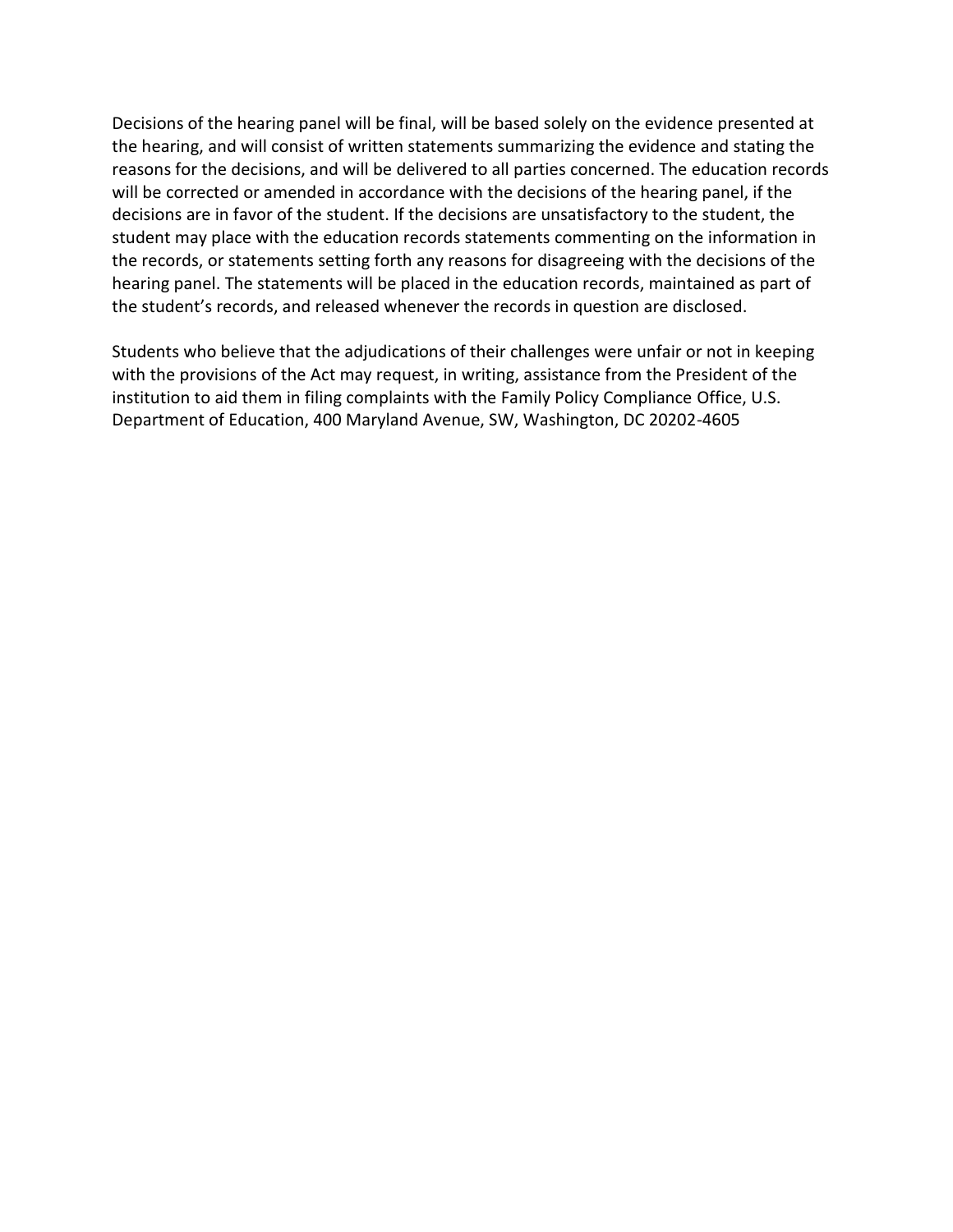Decisions of the hearing panel will be final, will be based solely on the evidence presented at the hearing, and will consist of written statements summarizing the evidence and stating the reasons for the decisions, and will be delivered to all parties concerned. The education records will be corrected or amended in accordance with the decisions of the hearing panel, if the decisions are in favor of the student. If the decisions are unsatisfactory to the student, the student may place with the education records statements commenting on the information in the records, or statements setting forth any reasons for disagreeing with the decisions of the hearing panel. The statements will be placed in the education records, maintained as part of the student's records, and released whenever the records in question are disclosed.

Students who believe that the adjudications of their challenges were unfair or not in keeping with the provisions of the Act may request, in writing, assistance from the President of the institution to aid them in filing complaints with the Family Policy Compliance Office, U.S. Department of Education, 400 Maryland Avenue, SW, Washington, DC 20202-4605